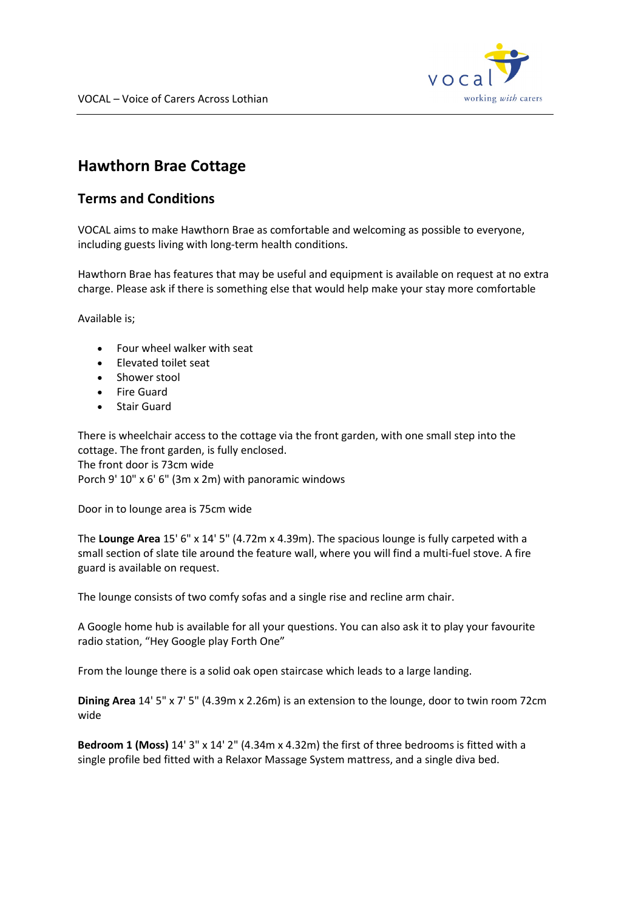# Hawthorn Brae Cottage

## Terms and Conditions

VOCAL aims to make Hawthorn Brae as comfortable and welcoming as possible to everyone, including guests living with long-term health conditions.

Hawthorn Brae has features that may be useful and equipment is available on request at no extra charge. Please ask if there is something else that would help make your stay more comfortable

Available is;

- Four wheel walker with seat
- Elevated toilet seat
- Shower stool
- Fire Guard
- Stair Guard

There is wheelchair access to the cottage via the front garden, with one small step into the cottage. The front garden, is fully enclosed.
The front door is 73cm wide
Porch 9' 10" x 6' 6" (3m x 2m) with panoramic windows

Door in to lounge area is 75cm wide

The **Lounge Area** 15' 6" x 14' 5" (4.72m x 4.39m). The spacious lounge is fully carpeted with a small section of slate tile around the feature wall, where you will find a multi-fuel stove. A fire guard is available on request.

The lounge consists of two comfy sofas and a single rise and recline arm chair.

A Google home hub is available for all your questions. You can also ask it to play your favourite radio station, "Hey Google play Forth One"

From the lounge there is a solid oak open staircase which leads to a large landing.

**Dining Area** 14' 5" x 7' 5" (4.39m x 2.26m) is an extension to the lounge, door to twin room 72cm wide

**Bedroom 1 (Moss)** 14' 3" x 14' 2" (4.34m x 4.32m) the first of three bedrooms is fitted with a single profile bed fitted with a Relaxor Massage System mattress, and a single diva bed.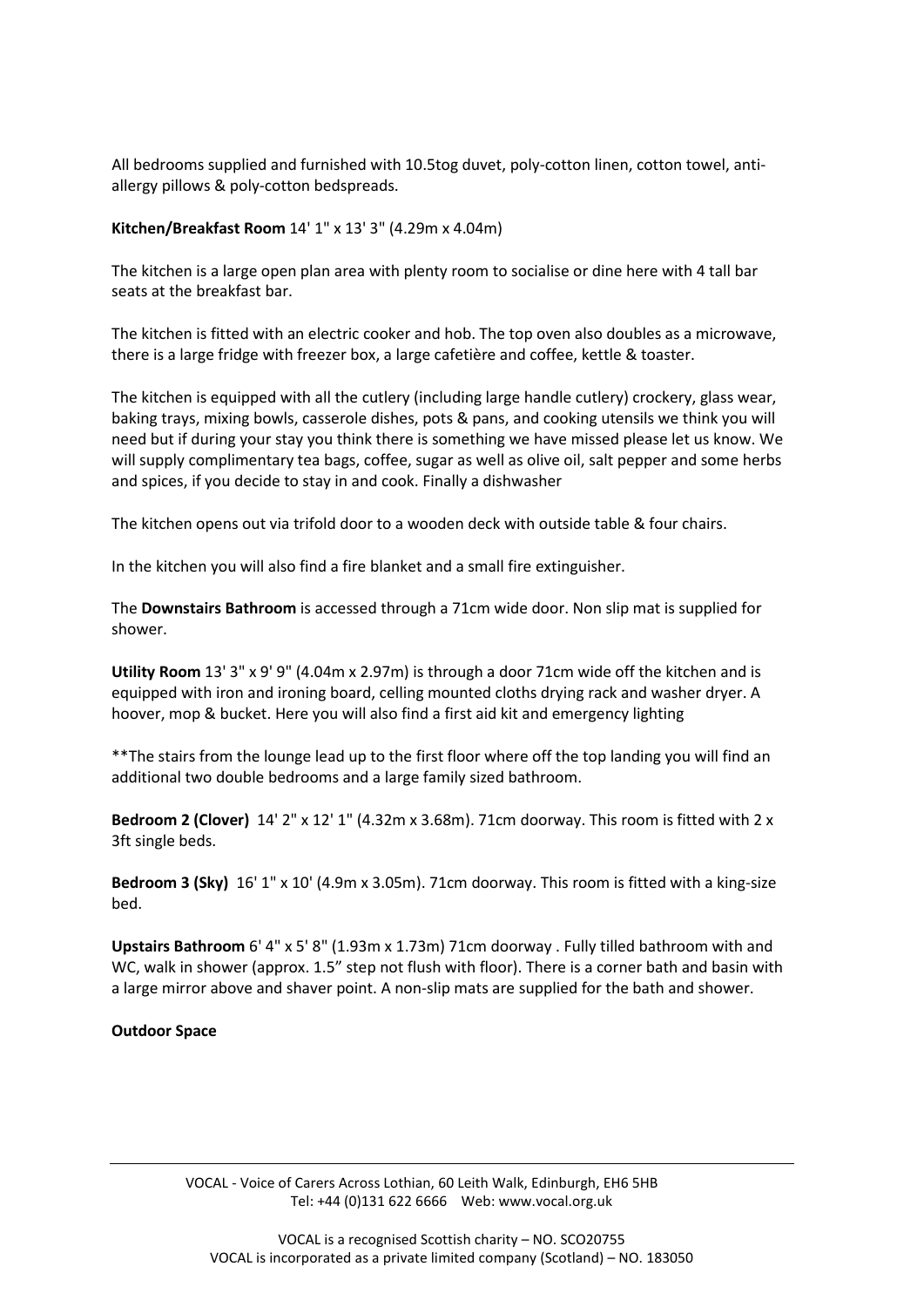All bedrooms supplied and furnished with 10.5tog duvet, poly-cotton linen, cotton towel, anti-allergy pillows & poly-cotton bedspreads.

**Kitchen/Breakfast Room** 14' 1" x 13' 3" (4.29m x 4.04m)

The kitchen is a large open plan area with plenty room to socialise or dine here with 4 tall bar seats at the breakfast bar.

The kitchen is fitted with an electric cooker and hob. The top oven also doubles as a microwave, there is a large fridge with freezer box, a large cafetière and coffee, kettle & toaster.

The kitchen is equipped with all the cutlery (including large handle cutlery) crockery, glass wear, baking trays, mixing bowls, casserole dishes, pots & pans, and cooking utensils we think you will need but if during your stay you think there is something we have missed please let us know. We will supply complimentary tea bags, coffee, sugar as well as olive oil, salt pepper and some herbs and spices, if you decide to stay in and cook. Finally a dishwasher

The kitchen opens out via trifold door to a wooden deck with outside table & four chairs.

In the kitchen you will also find a fire blanket and a small fire extinguisher.

The **Downstairs Bathroom** is accessed through a 71cm wide door. Non slip mat is supplied for shower.

**Utility Room** 13' 3" x 9' 9" (4.04m x 2.97m) is through a door 71cm wide off the kitchen and is equipped with iron and ironing board, celling mounted cloths drying rack and washer dryer. A hoover, mop & bucket. Here you will also find a first aid kit and emergency lighting

**The stairs from the lounge lead up to the first floor where off the top landing you will find an additional two double bedrooms and a large family sized bathroom.

**Bedroom 2 (Clover)** 14' 2" x 12' 1" (4.32m x 3.68m). 71cm doorway. This room is fitted with 2 x 3ft single beds.

**Bedroom 3 (Sky)** 16' 1" x 10' (4.9m x 3.05m). 71cm doorway. This room is fitted with a king-size bed.

**Upstairs Bathroom** 6' 4" x 5' 8" (1.93m x 1.73m) 71cm doorway . Fully tilled bathroom with and WC, walk in shower (approx. 1.5" step not flush with floor). There is a corner bath and basin with a large mirror above and shaver point. A non-slip mats are supplied for the bath and shower.

**Outdoor Space**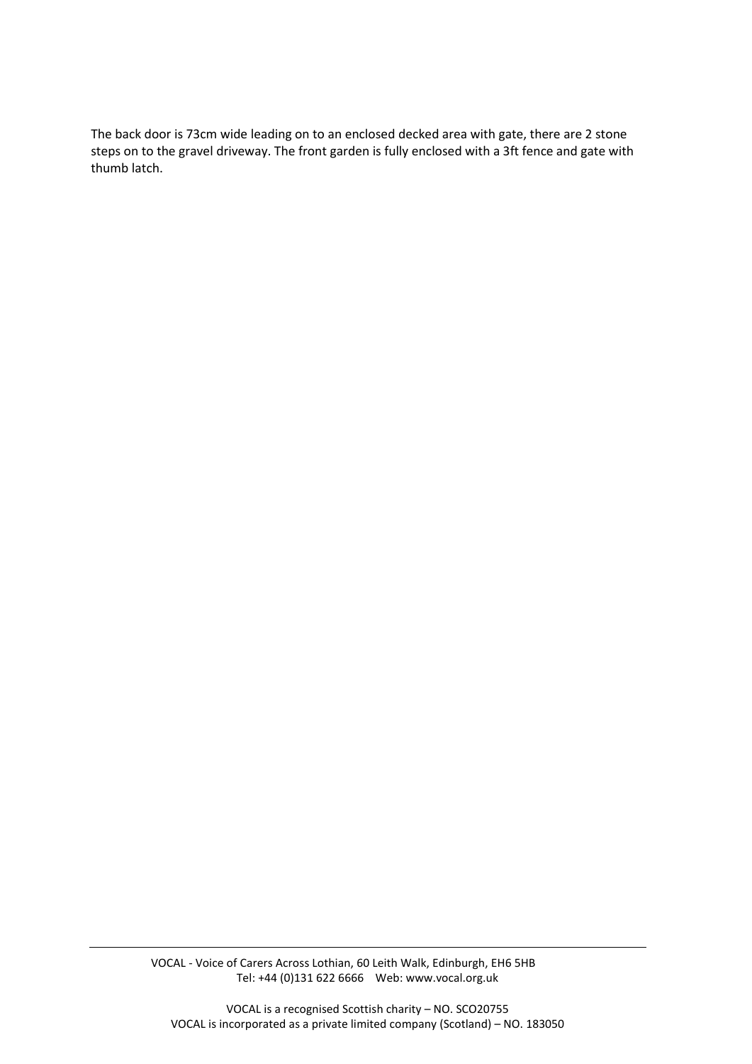The back door is 73cm wide leading on to an enclosed decked area with gate, there are 2 stone steps on to the gravel driveway. The front garden is fully enclosed with a 3ft fence and gate with thumb latch.